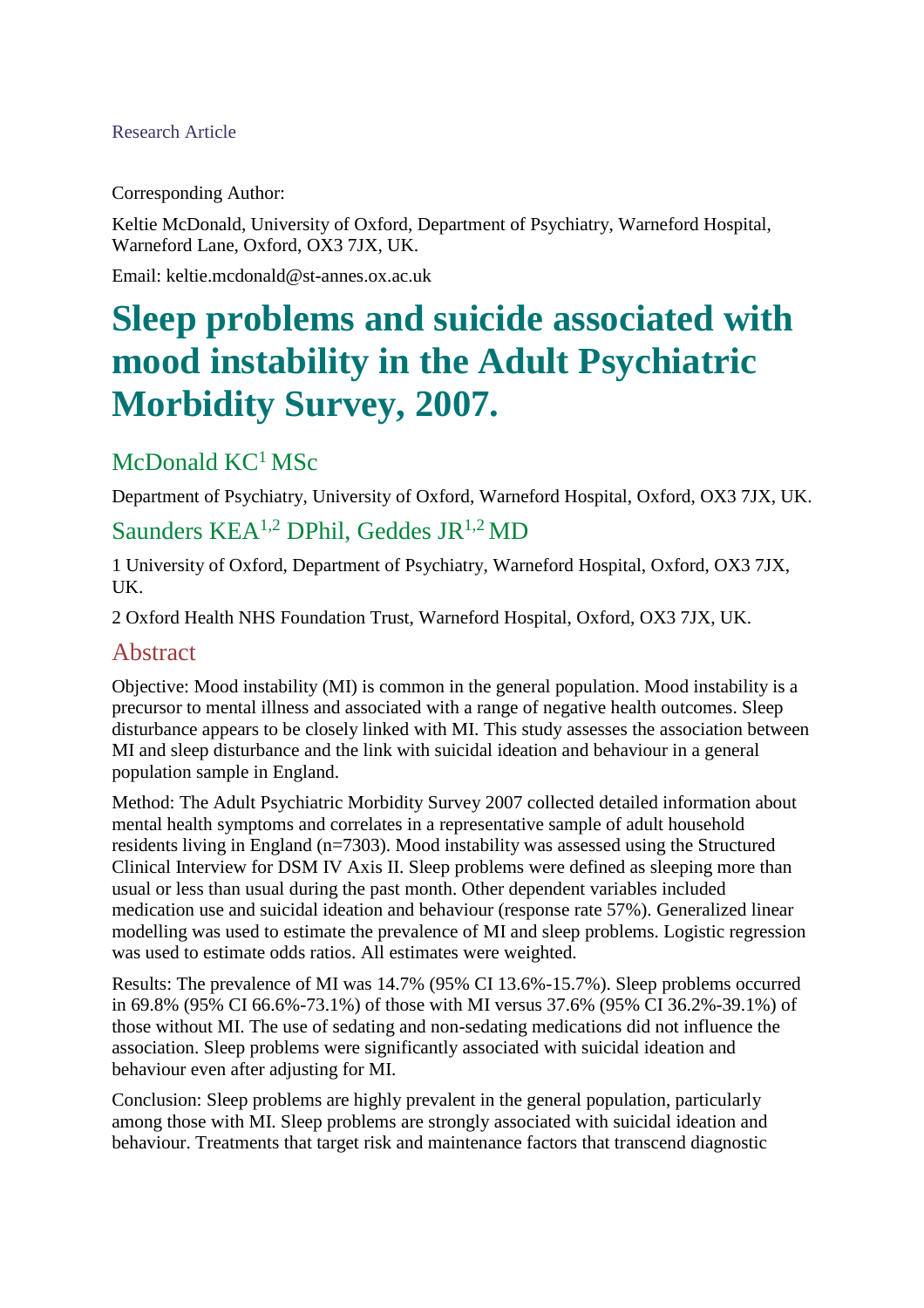Research Article

Corresponding Author:

Keltie McDonald, University of Oxford, Department of Psychiatry, Warneford Hospital, Warneford Lane, Oxford, OX3 7JX, UK.

Email: keltie.mcdonald@st-annes.ox.ac.uk

# Sleep problems and suicide associated with mood instability in the Adult Psychiatric Morbidity Survey, 2007.

## McDonald KC[1] MSc

Department of Psychiatry, University of Oxford, Warneford Hospital, Oxford, OX3 7JX, UK.

## Saunders KEA[1,2] DPhil, Geddes JR[1,2] MD

1 University of Oxford, Department of Psychiatry, Warneford Hospital, Oxford, OX3 7JX, UK.

2 Oxford Health NHS Foundation Trust, Warneford Hospital, Oxford, OX3 7JX, UK.

## Abstract

Objective: Mood instability (MI) is common in the general population. Mood instability is a precursor to mental illness and associated with a range of negative health outcomes. Sleep disturbance appears to be closely linked with MI. This study assesses the association between MI and sleep disturbance and the link with suicidal ideation and behaviour in a general population sample in England.

Method: The Adult Psychiatric Morbidity Survey 2007 collected detailed information about mental health symptoms and correlates in a representative sample of adult household residents living in England (n=7303). Mood instability was assessed using the Structured Clinical Interview for DSM IV Axis II. Sleep problems were defined as sleeping more than usual or less than usual during the past month. Other dependent variables included medication use and suicidal ideation and behaviour (response rate 57%). Generalized linear modelling was used to estimate the prevalence of MI and sleep problems. Logistic regression was used to estimate odds ratios. All estimates were weighted.

Results: The prevalence of MI was 14.7% (95% CI 13.6%-15.7%). Sleep problems occurred in 69.8% (95% CI 66.6%-73.1%) of those with MI versus 37.6% (95% CI 36.2%-39.1%) of those without MI. The use of sedating and non-sedating medications did not influence the association. Sleep problems were significantly associated with suicidal ideation and behaviour even after adjusting for MI.

Conclusion: Sleep problems are highly prevalent in the general population, particularly among those with MI. Sleep problems are strongly associated with suicidal ideation and behaviour. Treatments that target risk and maintenance factors that transcend diagnostic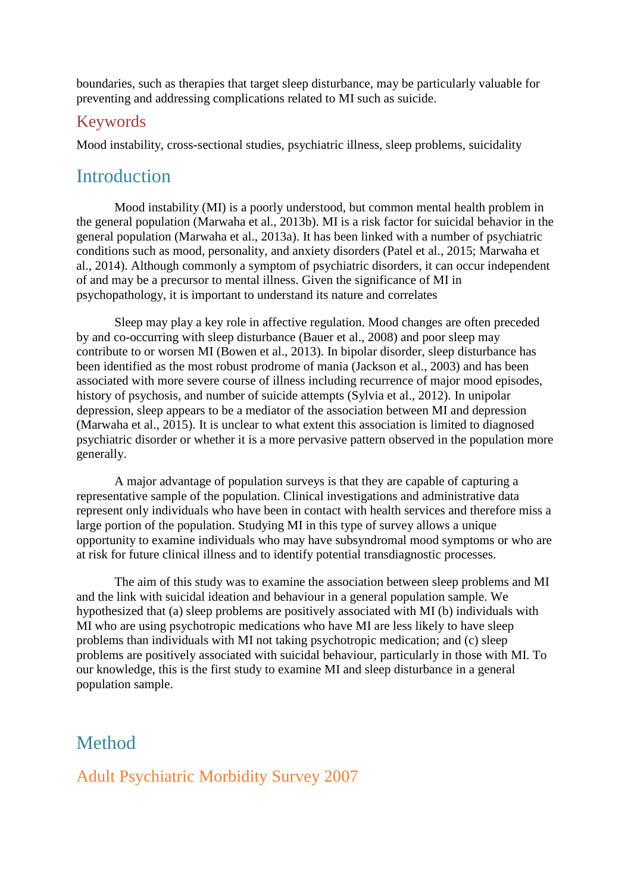boundaries, such as therapies that target sleep disturbance, may be particularly valuable for preventing and addressing complications related to MI such as suicide.

## Keywords

Mood instability, cross-sectional studies, psychiatric illness, sleep problems, suicidality

# Introduction

Mood instability (MI) is a poorly understood, but common mental health problem in the general population (Marwaha et al., 2013b). MI is a risk factor for suicidal behavior in the general population (Marwaha et al., 2013a). It has been linked with a number of psychiatric conditions such as mood, personality, and anxiety disorders (Patel et al., 2015; Marwaha et al., 2014). Although commonly a symptom of psychiatric disorders, it can occur independent of and may be a precursor to mental illness. Given the significance of MI in psychopathology, it is important to understand its nature and correlates

Sleep may play a key role in affective regulation. Mood changes are often preceded by and co-occurring with sleep disturbance (Bauer et al., 2008) and poor sleep may contribute to or worsen MI (Bowen et al., 2013). In bipolar disorder, sleep disturbance has been identified as the most robust prodrome of mania (Jackson et al., 2003) and has been associated with more severe course of illness including recurrence of major mood episodes, history of psychosis, and number of suicide attempts (Sylvia et al., 2012). In unipolar depression, sleep appears to be a mediator of the association between MI and depression (Marwaha et al., 2015). It is unclear to what extent this association is limited to diagnosed psychiatric disorder or whether it is a more pervasive pattern observed in the population more generally.

A major advantage of population surveys is that they are capable of capturing a representative sample of the population. Clinical investigations and administrative data represent only individuals who have been in contact with health services and therefore miss a large portion of the population. Studying MI in this type of survey allows a unique opportunity to examine individuals who may have subsyndromal mood symptoms or who are at risk for future clinical illness and to identify potential transdiagnostic processes.

The aim of this study was to examine the association between sleep problems and MI and the link with suicidal ideation and behaviour in a general population sample. We hypothesized that (a) sleep problems are positively associated with MI (b) individuals with MI who are using psychotropic medications who have MI are less likely to have sleep problems than individuals with MI not taking psychotropic medication; and (c) sleep problems are positively associated with suicidal behaviour, particularly in those with MI. To our knowledge, this is the first study to examine MI and sleep disturbance in a general population sample.

# Method

## Adult Psychiatric Morbidity Survey 2007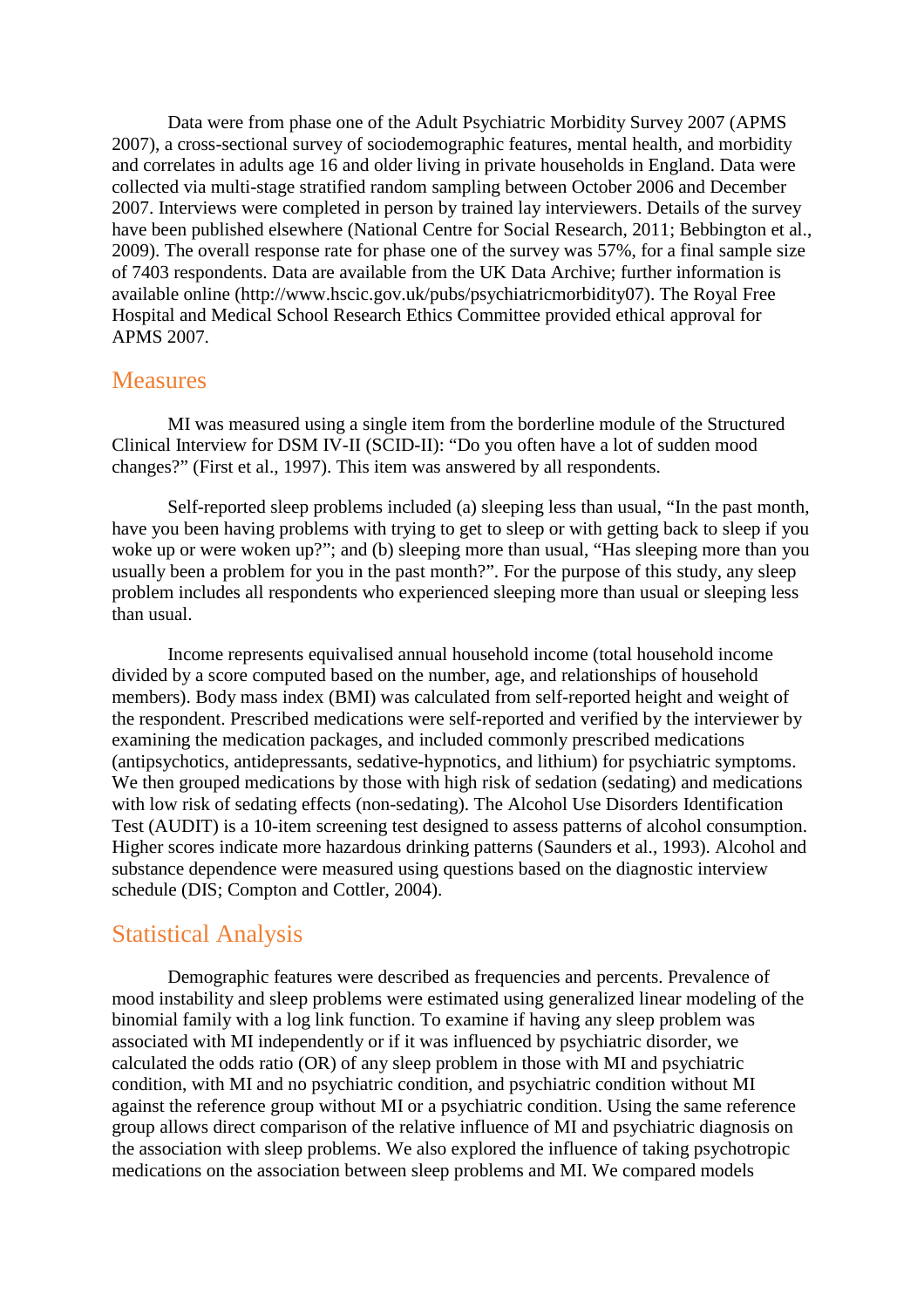Data were from phase one of the Adult Psychiatric Morbidity Survey 2007 (APMS 2007), a cross-sectional survey of sociodemographic features, mental health, and morbidity and correlates in adults age 16 and older living in private households in England. Data were collected via multi-stage stratified random sampling between October 2006 and December 2007. Interviews were completed in person by trained lay interviewers. Details of the survey have been published elsewhere (National Centre for Social Research, 2011; Bebbington et al., 2009). The overall response rate for phase one of the survey was 57%, for a final sample size of 7403 respondents. Data are available from the UK Data Archive; further information is available online (http://www.hscic.gov.uk/pubs/psychiatricmorbidity07). The Royal Free Hospital and Medical School Research Ethics Committee provided ethical approval for APMS 2007.

## Measures

MI was measured using a single item from the borderline module of the Structured Clinical Interview for DSM IV-II (SCID-II): "Do you often have a lot of sudden mood changes?" (First et al., 1997). This item was answered by all respondents.

Self-reported sleep problems included (a) sleeping less than usual, "In the past month, have you been having problems with trying to get to sleep or with getting back to sleep if you woke up or were woken up?"; and (b) sleeping more than usual, "Has sleeping more than you usually been a problem for you in the past month?". For the purpose of this study, any sleep problem includes all respondents who experienced sleeping more than usual or sleeping less than usual.

Income represents equivalised annual household income (total household income divided by a score computed based on the number, age, and relationships of household members). Body mass index (BMI) was calculated from self-reported height and weight of the respondent. Prescribed medications were self-reported and verified by the interviewer by examining the medication packages, and included commonly prescribed medications (antipsychotics, antidepressants, sedative-hypnotics, and lithium) for psychiatric symptoms. We then grouped medications by those with high risk of sedation (sedating) and medications with low risk of sedating effects (non-sedating). The Alcohol Use Disorders Identification Test (AUDIT) is a 10-item screening test designed to assess patterns of alcohol consumption. Higher scores indicate more hazardous drinking patterns (Saunders et al., 1993). Alcohol and substance dependence were measured using questions based on the diagnostic interview schedule (DIS; Compton and Cottler, 2004).

## Statistical Analysis

Demographic features were described as frequencies and percents. Prevalence of mood instability and sleep problems were estimated using generalized linear modeling of the binomial family with a log link function. To examine if having any sleep problem was associated with MI independently or if it was influenced by psychiatric disorder, we calculated the odds ratio (OR) of any sleep problem in those with MI and psychiatric condition, with MI and no psychiatric condition, and psychiatric condition without MI against the reference group without MI or a psychiatric condition. Using the same reference group allows direct comparison of the relative influence of MI and psychiatric diagnosis on the association with sleep problems. We also explored the influence of taking psychotropic medications on the association between sleep problems and MI. We compared models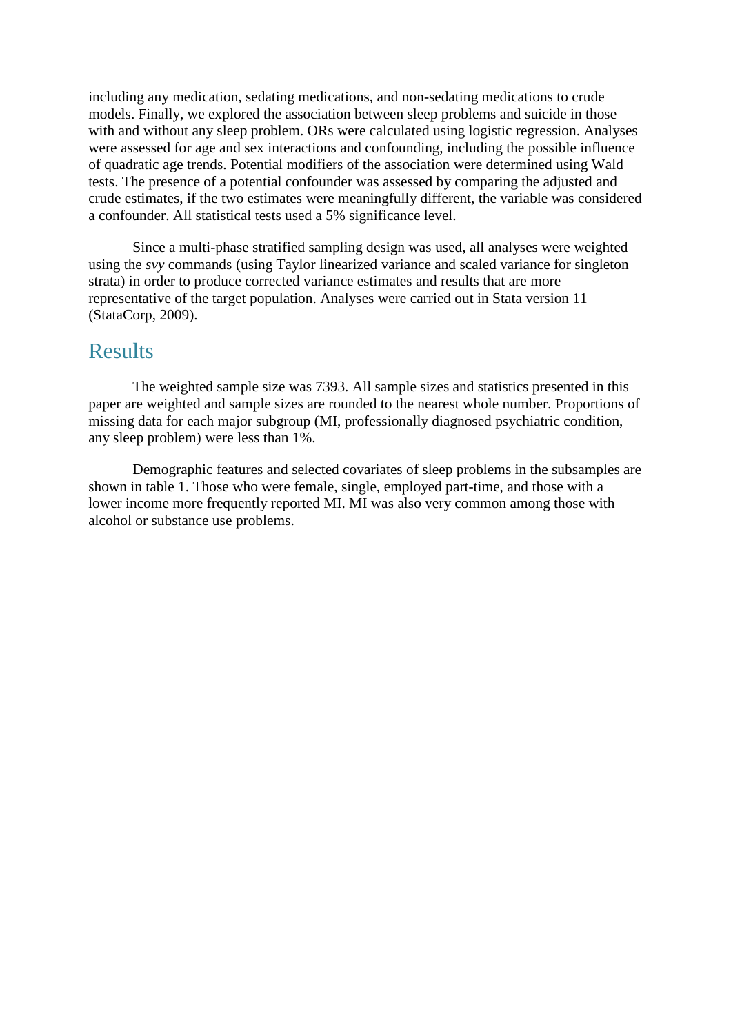including any medication, sedating medications, and non-sedating medications to crude models. Finally, we explored the association between sleep problems and suicide in those with and without any sleep problem. ORs were calculated using logistic regression. Analyses were assessed for age and sex interactions and confounding, including the possible influence of quadratic age trends. Potential modifiers of the association were determined using Wald tests. The presence of a potential confounder was assessed by comparing the adjusted and crude estimates, if the two estimates were meaningfully different, the variable was considered a confounder. All statistical tests used a 5% significance level.

Since a multi-phase stratified sampling design was used, all analyses were weighted using the *svy* commands (using Taylor linearized variance and scaled variance for singleton strata) in order to produce corrected variance estimates and results that are more representative of the target population. Analyses were carried out in Stata version 11 (StataCorp, 2009).

## Results

The weighted sample size was 7393. All sample sizes and statistics presented in this paper are weighted and sample sizes are rounded to the nearest whole number. Proportions of missing data for each major subgroup (MI, professionally diagnosed psychiatric condition, any sleep problem) were less than 1%.

Demographic features and selected covariates of sleep problems in the subsamples are shown in table 1. Those who were female, single, employed part-time, and those with a lower income more frequently reported MI. MI was also very common among those with alcohol or substance use problems.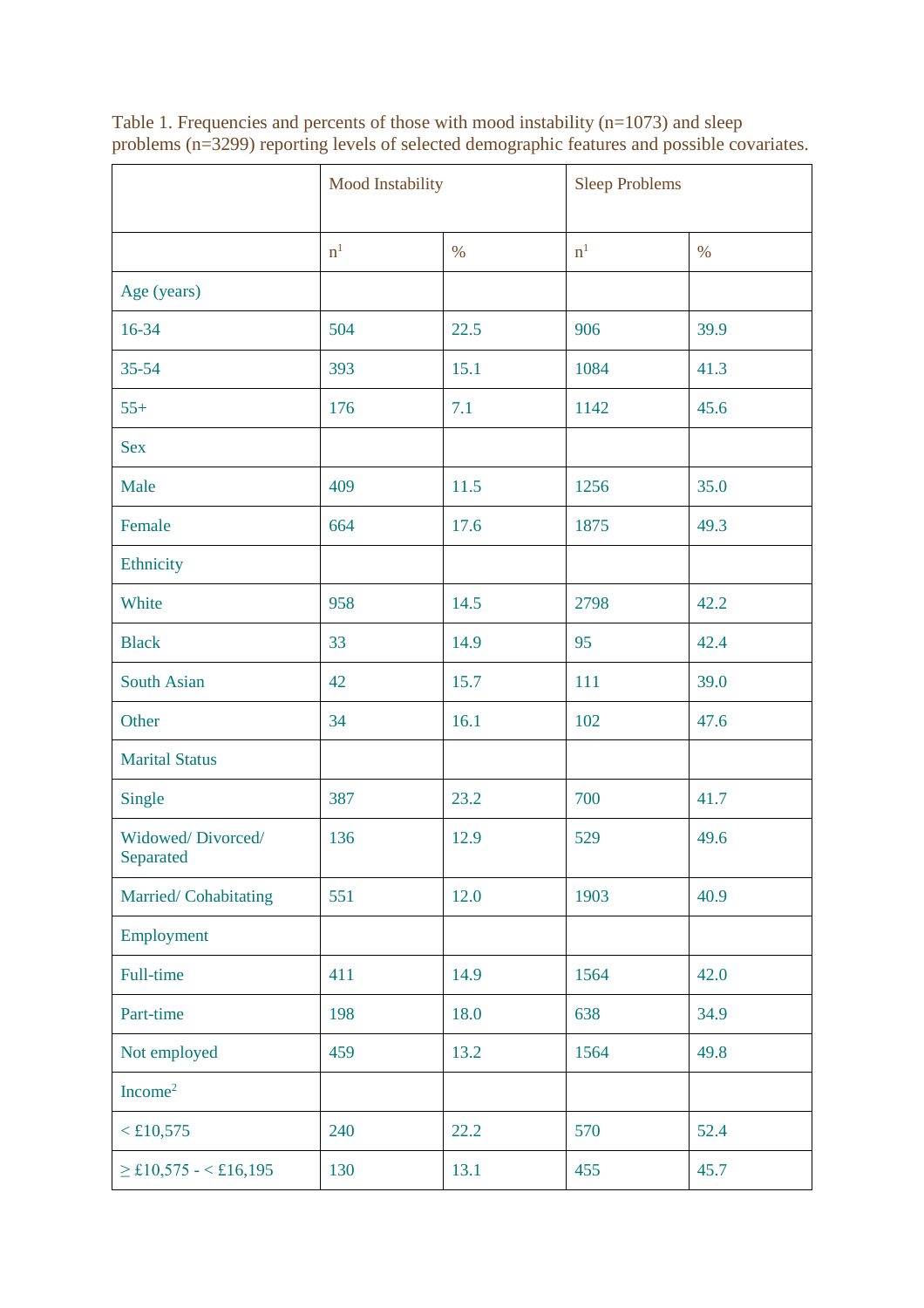Table 1. Frequencies and percents of those with mood instability (n=1073) and sleep problems (n=3299) reporting levels of selected demographic features and possible covariates.

| | Mood Instability | | Sleep Problems | |
|---|---|---|---|---|
| | n[1] | % | n[1] | % |
| Age (years) | | | | |
| 16-34 | 504 | 22.5 | 906 | 39.9 |
| 35-54 | 393 | 15.1 | 1084 | 41.3 |
| 55+ | 176 | 7.1 | 1142 | 45.6 |
| Sex | | | | |
| Male | 409 | 11.5 | 1256 | 35.0 |
| Female | 664 | 17.6 | 1875 | 49.3 |
| Ethnicity | | | | |
| White | 958 | 14.5 | 2798 | 42.2 |
| Black | 33 | 14.9 | 95 | 42.4 |
| South Asian | 42 | 15.7 | 111 | 39.0 |
| Other | 34 | 16.1 | 102 | 47.6 |
| Marital Status | | | | |
| Single | 387 | 23.2 | 700 | 41.7 |
| Widowed/ Divorced/ Separated | 136 | 12.9 | 529 | 49.6 |
| Married/ Cohabitating | 551 | 12.0 | 1903 | 40.9 |
| Employment | | | | |
| Full-time | 411 | 14.9 | 1564 | 42.0 |
| Part-time | 198 | 18.0 | 638 | 34.9 |
| Not employed | 459 | 13.2 | 1564 | 49.8 |
| Income[2] | | | | |
| < £10,575 | 240 | 22.2 | 570 | 52.4 |
| ≥ £10,575 - < £16,195 | 130 | 13.1 | 455 | 45.7 |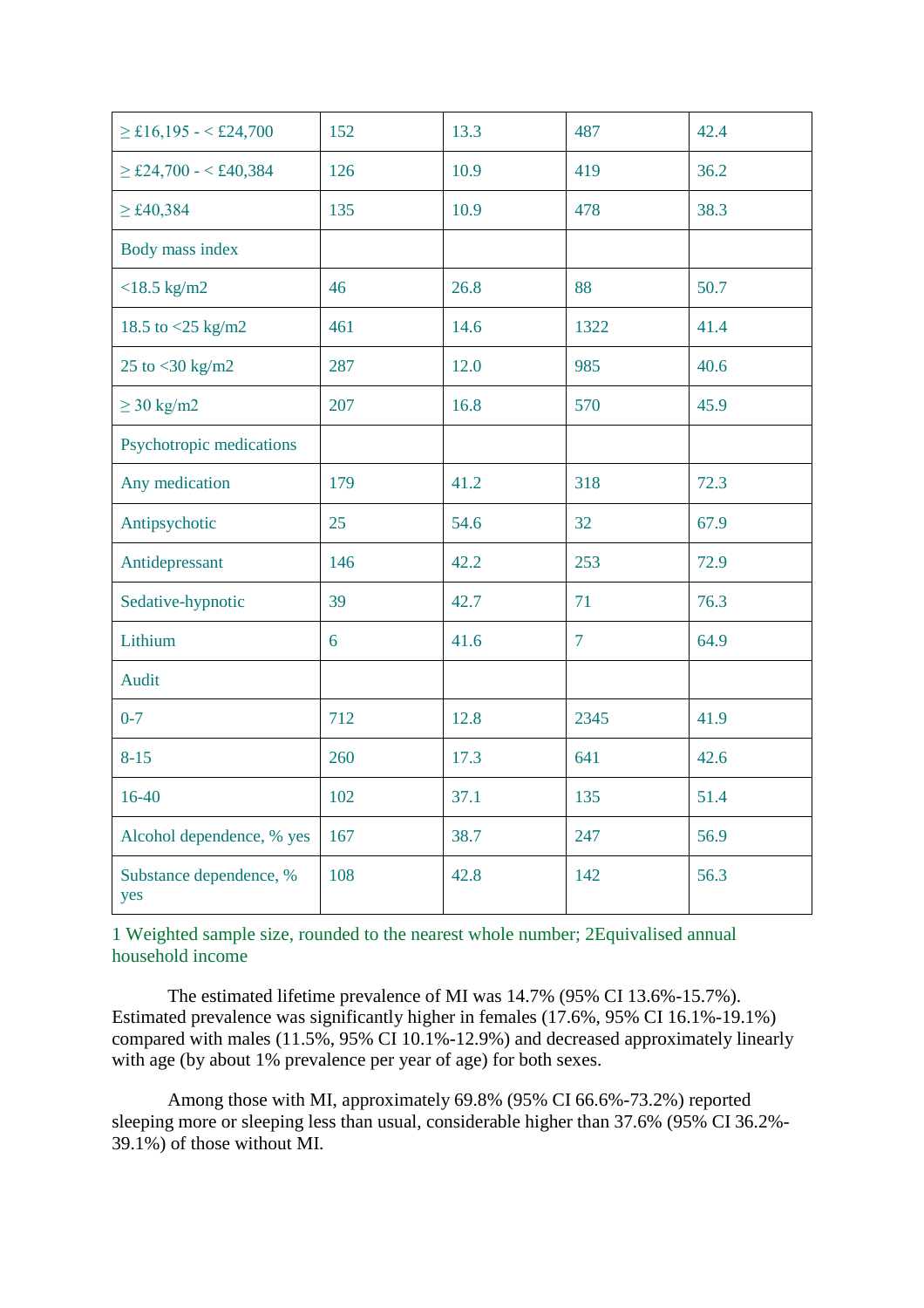| ≥ £16,195 - < £24,700 | 152 | 13.3 | 487 | 42.4 |
|---|---|---|---|---|
| ≥ £24,700 - < £40,384 | 126 | 10.9 | 419 | 36.2 |
| ≥ £40,384 | 135 | 10.9 | 478 | 38.3 |
| Body mass index | | | | |
| <18.5 kg/m2 | 46 | 26.8 | 88 | 50.7 |
| 18.5 to <25 kg/m2 | 461 | 14.6 | 1322 | 41.4 |
| 25 to <30 kg/m2 | 287 | 12.0 | 985 | 40.6 |
| ≥ 30 kg/m2 | 207 | 16.8 | 570 | 45.9 |
| Psychotropic medications | | | | |
| Any medication | 179 | 41.2 | 318 | 72.3 |
| Antipsychotic | 25 | 54.6 | 32 | 67.9 |
| Antidepressant | 146 | 42.2 | 253 | 72.9 |
| Sedative-hypnotic | 39 | 42.7 | 71 | 76.3 |
| Lithium | 6 | 41.6 | 7 | 64.9 |
| Audit | | | | |
| 0-7 | 712 | 12.8 | 2345 | 41.9 |
| 8-15 | 260 | 17.3 | 641 | 42.6 |
| 16-40 | 102 | 37.1 | 135 | 51.4 |
| Alcohol dependence, % yes | 167 | 38.7 | 247 | 56.9 |
| Substance dependence, % yes | 108 | 42.8 | 142 | 56.3 |

1 Weighted sample size, rounded to the nearest whole number; 2Equivalised annual household income

The estimated lifetime prevalence of MI was 14.7% (95% CI 13.6%-15.7%). Estimated prevalence was significantly higher in females (17.6%, 95% CI 16.1%-19.1%) compared with males (11.5%, 95% CI 10.1%-12.9%) and decreased approximately linearly with age (by about 1% prevalence per year of age) for both sexes.

Among those with MI, approximately 69.8% (95% CI 66.6%-73.2%) reported sleeping more or sleeping less than usual, considerable higher than 37.6% (95% CI 36.2%-39.1%) of those without MI.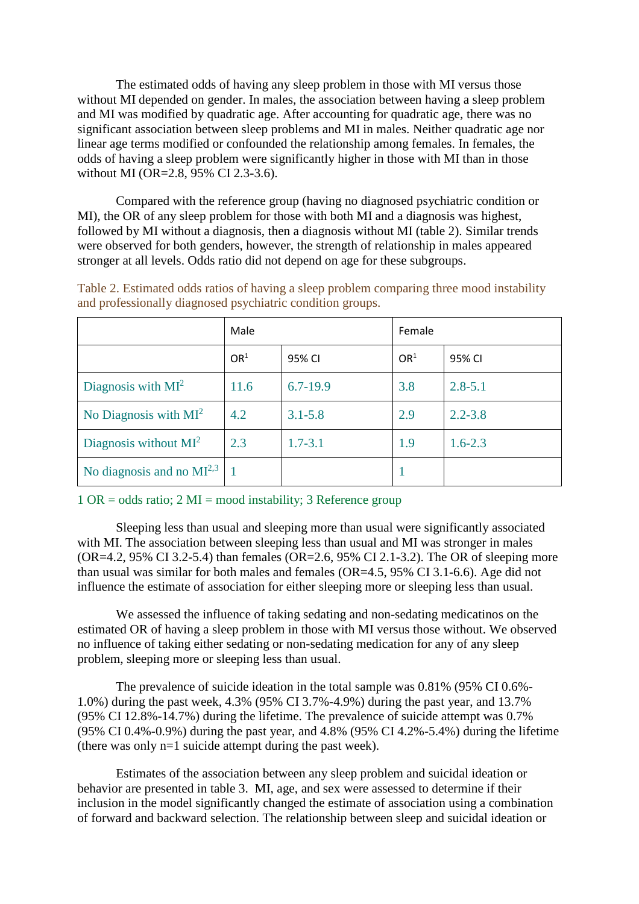The estimated odds of having any sleep problem in those with MI versus those without MI depended on gender. In males, the association between having a sleep problem and MI was modified by quadratic age. After accounting for quadratic age, there was no significant association between sleep problems and MI in males. Neither quadratic age nor linear age terms modified or confounded the relationship among females. In females, the odds of having a sleep problem were significantly higher in those with MI than in those without MI (OR=2.8, 95% CI 2.3-3.6).

Compared with the reference group (having no diagnosed psychiatric condition or MI), the OR of any sleep problem for those with both MI and a diagnosis was highest, followed by MI without a diagnosis, then a diagnosis without MI (table 2). Similar trends were observed for both genders, however, the strength of relationship in males appeared stronger at all levels. Odds ratio did not depend on age for these subgroups.

Table 2. Estimated odds ratios of having a sleep problem comparing three mood instability and professionally diagnosed psychiatric condition groups.

| | Male | | Female | |
|---|---|---|---|---|
| | OR[1] | 95% CI | OR[1] | 95% CI |
| Diagnosis with MI[2] | 11.6 | 6.7-19.9 | 3.8 | 2.8-5.1 |
| No Diagnosis with MI[2] | 4.2 | 3.1-5.8 | 2.9 | 2.2-3.8 |
| Diagnosis without MI[2] | 2.3 | 1.7-3.1 | 1.9 | 1.6-2.3 |
| No diagnosis and no MI[2,3] | 1 | | 1 | |

1 OR = odds ratio; 2 MI = mood instability; 3 Reference group

Sleeping less than usual and sleeping more than usual were significantly associated with MI. The association between sleeping less than usual and MI was stronger in males (OR=4.2, 95% CI 3.2-5.4) than females (OR=2.6, 95% CI 2.1-3.2). The OR of sleeping more than usual was similar for both males and females (OR=4.5, 95% CI 3.1-6.6). Age did not influence the estimate of association for either sleeping more or sleeping less than usual.

We assessed the influence of taking sedating and non-sedating medicatinos on the estimated OR of having a sleep problem in those with MI versus those without. We observed no influence of taking either sedating or non-sedating medication for any of any sleep problem, sleeping more or sleeping less than usual.

The prevalence of suicide ideation in the total sample was 0.81% (95% CI 0.6%-1.0%) during the past week, 4.3% (95% CI 3.7%-4.9%) during the past year, and 13.7% (95% CI 12.8%-14.7%) during the lifetime. The prevalence of suicide attempt was 0.7% (95% CI 0.4%-0.9%) during the past year, and 4.8% (95% CI 4.2%-5.4%) during the lifetime (there was only n=1 suicide attempt during the past week).

Estimates of the association between any sleep problem and suicidal ideation or behavior are presented in table 3. MI, age, and sex were assessed to determine if their inclusion in the model significantly changed the estimate of association using a combination of forward and backward selection. The relationship between sleep and suicidal ideation or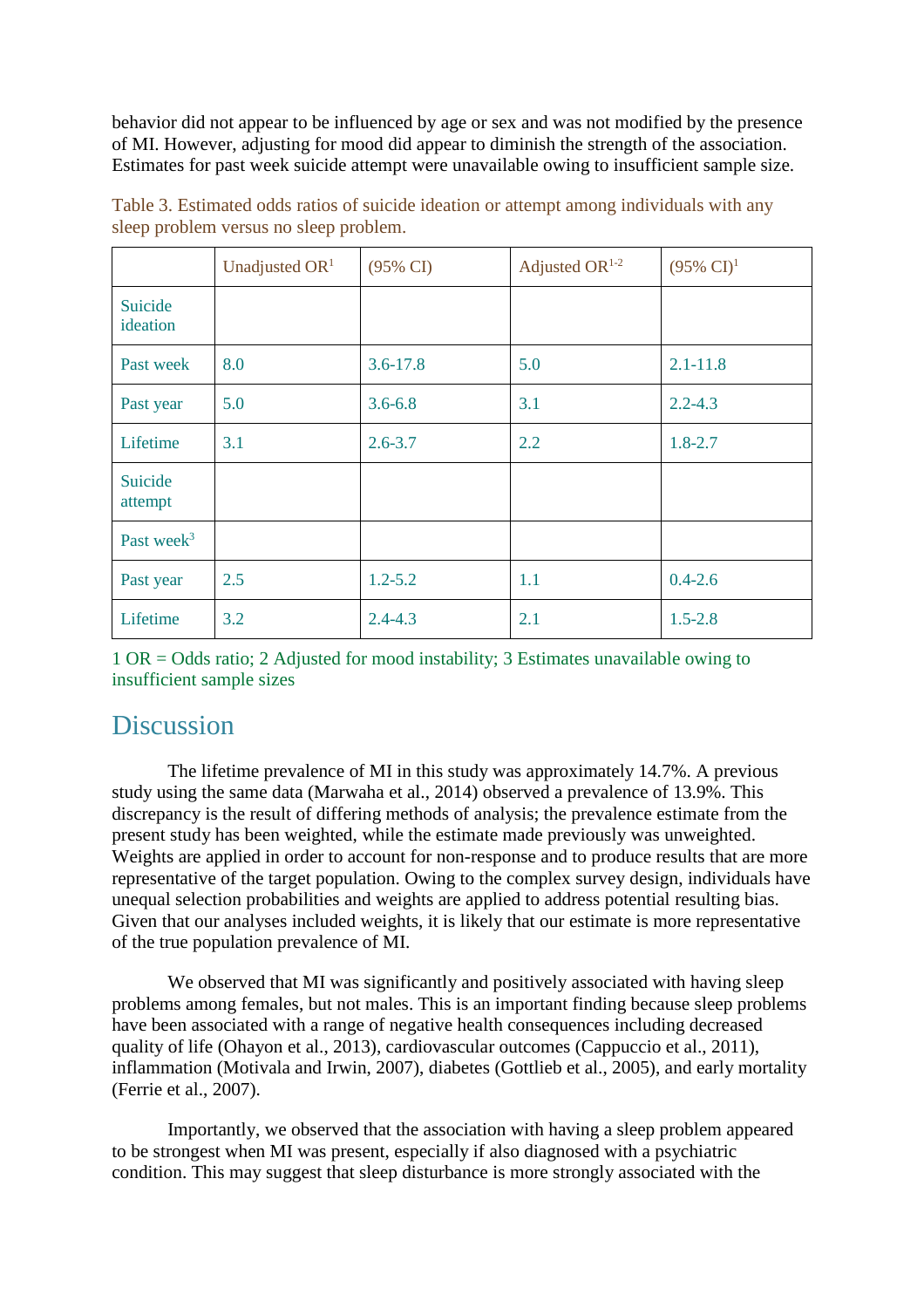behavior did not appear to be influenced by age or sex and was not modified by the presence of MI. However, adjusting for mood did appear to diminish the strength of the association. Estimates for past week suicide attempt were unavailable owing to insufficient sample size.

Table 3. Estimated odds ratios of suicide ideation or attempt among individuals with any sleep problem versus no sleep problem.

| | Unadjusted OR[1] | (95% CI) | Adjusted OR[1-2] | (95% CI)[1] |
|---|---|---|---|---|
| Suicide ideation | | | | |
| Past week | 8.0 | 3.6-17.8 | 5.0 | 2.1-11.8 |
| Past year | 5.0 | 3.6-6.8 | 3.1 | 2.2-4.3 |
| Lifetime | 3.1 | 2.6-3.7 | 2.2 | 1.8-2.7 |
| Suicide attempt | | | | |
| Past week[3] | | | | |
| Past year | 2.5 | 1.2-5.2 | 1.1 | 0.4-2.6 |
| Lifetime | 3.2 | 2.4-4.3 | 2.1 | 1.5-2.8 |

1 OR = Odds ratio; 2 Adjusted for mood instability; 3 Estimates unavailable owing to insufficient sample sizes

## Discussion

The lifetime prevalence of MI in this study was approximately 14.7%. A previous study using the same data (Marwaha et al., 2014) observed a prevalence of 13.9%. This discrepancy is the result of differing methods of analysis; the prevalence estimate from the present study has been weighted, while the estimate made previously was unweighted. Weights are applied in order to account for non-response and to produce results that are more representative of the target population. Owing to the complex survey design, individuals have unequal selection probabilities and weights are applied to address potential resulting bias. Given that our analyses included weights, it is likely that our estimate is more representative of the true population prevalence of MI.

We observed that MI was significantly and positively associated with having sleep problems among females, but not males. This is an important finding because sleep problems have been associated with a range of negative health consequences including decreased quality of life (Ohayon et al., 2013), cardiovascular outcomes (Cappuccio et al., 2011), inflammation (Motivala and Irwin, 2007), diabetes (Gottlieb et al., 2005), and early mortality (Ferrie et al., 2007).

Importantly, we observed that the association with having a sleep problem appeared to be strongest when MI was present, especially if also diagnosed with a psychiatric condition. This may suggest that sleep disturbance is more strongly associated with the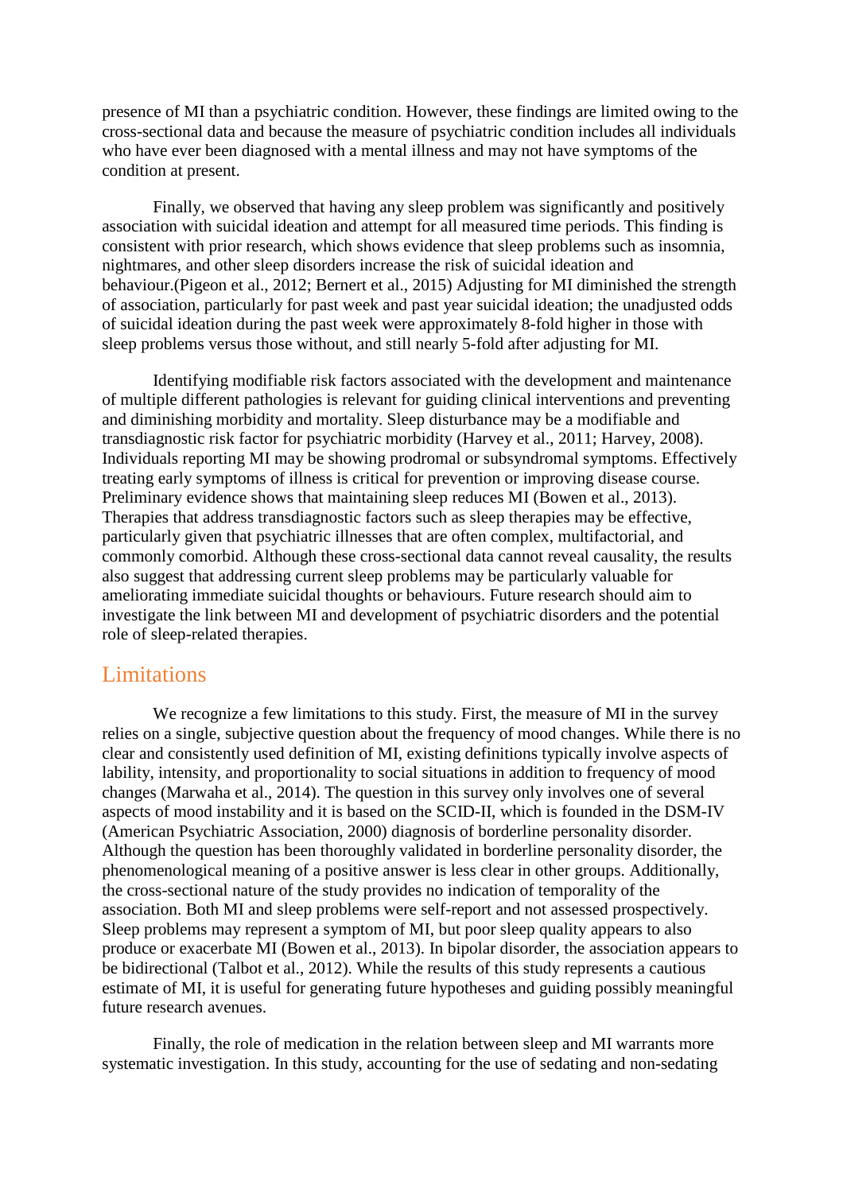presence of MI than a psychiatric condition. However, these findings are limited owing to the cross-sectional data and because the measure of psychiatric condition includes all individuals who have ever been diagnosed with a mental illness and may not have symptoms of the condition at present.

Finally, we observed that having any sleep problem was significantly and positively association with suicidal ideation and attempt for all measured time periods. This finding is consistent with prior research, which shows evidence that sleep problems such as insomnia, nightmares, and other sleep disorders increase the risk of suicidal ideation and behaviour.(Pigeon et al., 2012; Bernert et al., 2015) Adjusting for MI diminished the strength of association, particularly for past week and past year suicidal ideation; the unadjusted odds of suicidal ideation during the past week were approximately 8-fold higher in those with sleep problems versus those without, and still nearly 5-fold after adjusting for MI.

Identifying modifiable risk factors associated with the development and maintenance of multiple different pathologies is relevant for guiding clinical interventions and preventing and diminishing morbidity and mortality. Sleep disturbance may be a modifiable and transdiagnostic risk factor for psychiatric morbidity (Harvey et al., 2011; Harvey, 2008). Individuals reporting MI may be showing prodromal or subsyndromal symptoms. Effectively treating early symptoms of illness is critical for prevention or improving disease course. Preliminary evidence shows that maintaining sleep reduces MI (Bowen et al., 2013). Therapies that address transdiagnostic factors such as sleep therapies may be effective, particularly given that psychiatric illnesses that are often complex, multifactorial, and commonly comorbid. Although these cross-sectional data cannot reveal causality, the results also suggest that addressing current sleep problems may be particularly valuable for ameliorating immediate suicidal thoughts or behaviours. Future research should aim to investigate the link between MI and development of psychiatric disorders and the potential role of sleep-related therapies.

## Limitations

We recognize a few limitations to this study. First, the measure of MI in the survey relies on a single, subjective question about the frequency of mood changes. While there is no clear and consistently used definition of MI, existing definitions typically involve aspects of lability, intensity, and proportionality to social situations in addition to frequency of mood changes (Marwaha et al., 2014). The question in this survey only involves one of several aspects of mood instability and it is based on the SCID-II, which is founded in the DSM-IV (American Psychiatric Association, 2000) diagnosis of borderline personality disorder. Although the question has been thoroughly validated in borderline personality disorder, the phenomenological meaning of a positive answer is less clear in other groups. Additionally, the cross-sectional nature of the study provides no indication of temporality of the association. Both MI and sleep problems were self-report and not assessed prospectively. Sleep problems may represent a symptom of MI, but poor sleep quality appears to also produce or exacerbate MI (Bowen et al., 2013). In bipolar disorder, the association appears to be bidirectional (Talbot et al., 2012). While the results of this study represents a cautious estimate of MI, it is useful for generating future hypotheses and guiding possibly meaningful future research avenues.

Finally, the role of medication in the relation between sleep and MI warrants more systematic investigation. In this study, accounting for the use of sedating and non-sedating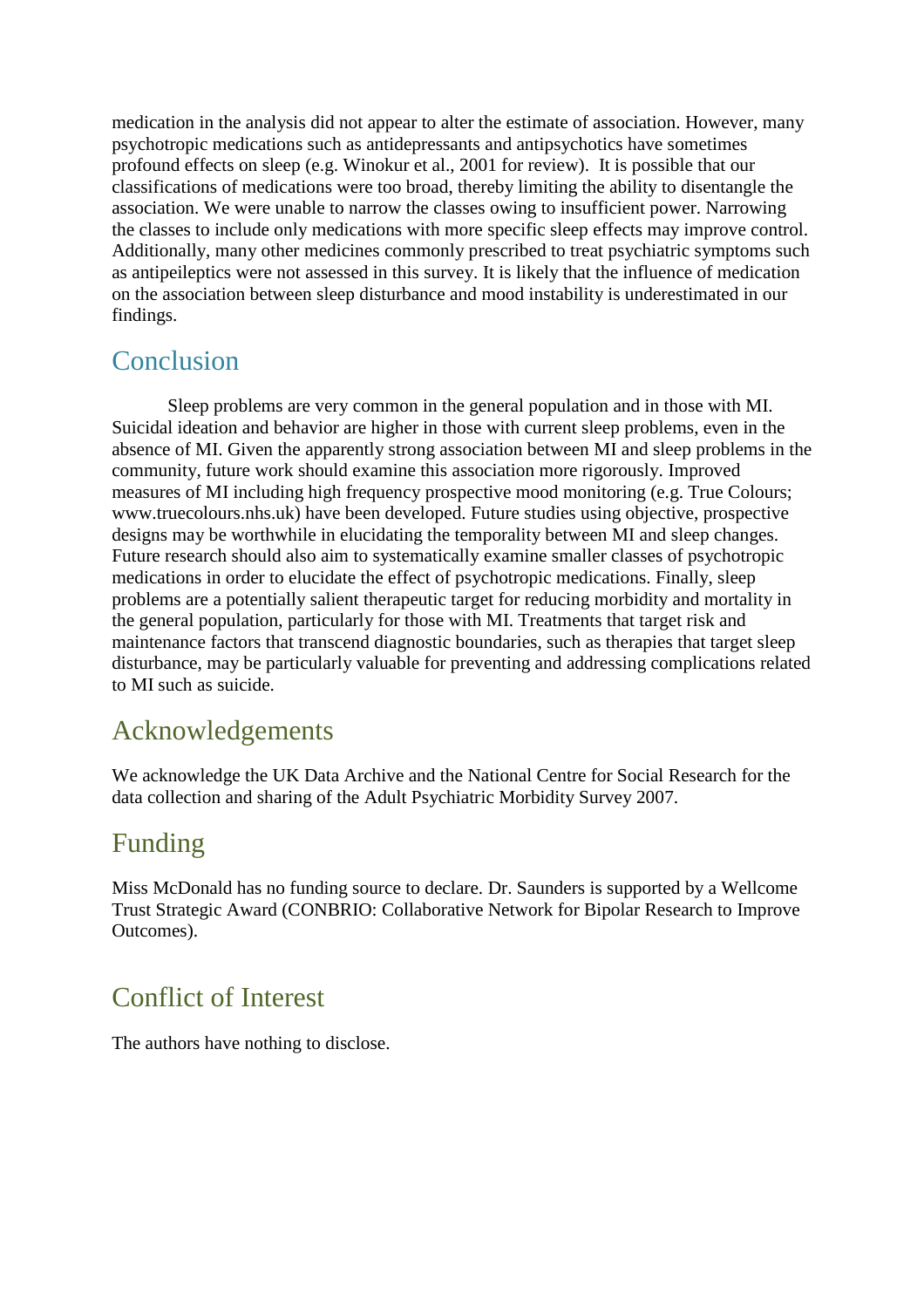medication in the analysis did not appear to alter the estimate of association. However, many psychotropic medications such as antidepressants and antipsychotics have sometimes profound effects on sleep (e.g. Winokur et al., 2001 for review). It is possible that our classifications of medications were too broad, thereby limiting the ability to disentangle the association. We were unable to narrow the classes owing to insufficient power. Narrowing the classes to include only medications with more specific sleep effects may improve control. Additionally, many other medicines commonly prescribed to treat psychiatric symptoms such as antipeileptics were not assessed in this survey. It is likely that the influence of medication on the association between sleep disturbance and mood instability is underestimated in our findings.

## Conclusion

Sleep problems are very common in the general population and in those with MI. Suicidal ideation and behavior are higher in those with current sleep problems, even in the absence of MI. Given the apparently strong association between MI and sleep problems in the community, future work should examine this association more rigorously. Improved measures of MI including high frequency prospective mood monitoring (e.g. True Colours; www.truecolours.nhs.uk) have been developed. Future studies using objective, prospective designs may be worthwhile in elucidating the temporality between MI and sleep changes. Future research should also aim to systematically examine smaller classes of psychotropic medications in order to elucidate the effect of psychotropic medications. Finally, sleep problems are a potentially salient therapeutic target for reducing morbidity and mortality in the general population, particularly for those with MI. Treatments that target risk and maintenance factors that transcend diagnostic boundaries, such as therapies that target sleep disturbance, may be particularly valuable for preventing and addressing complications related to MI such as suicide.

## Acknowledgements

We acknowledge the UK Data Archive and the National Centre for Social Research for the data collection and sharing of the Adult Psychiatric Morbidity Survey 2007.

## Funding

Miss McDonald has no funding source to declare. Dr. Saunders is supported by a Wellcome Trust Strategic Award (CONBRIO: Collaborative Network for Bipolar Research to Improve Outcomes).

## Conflict of Interest

The authors have nothing to disclose.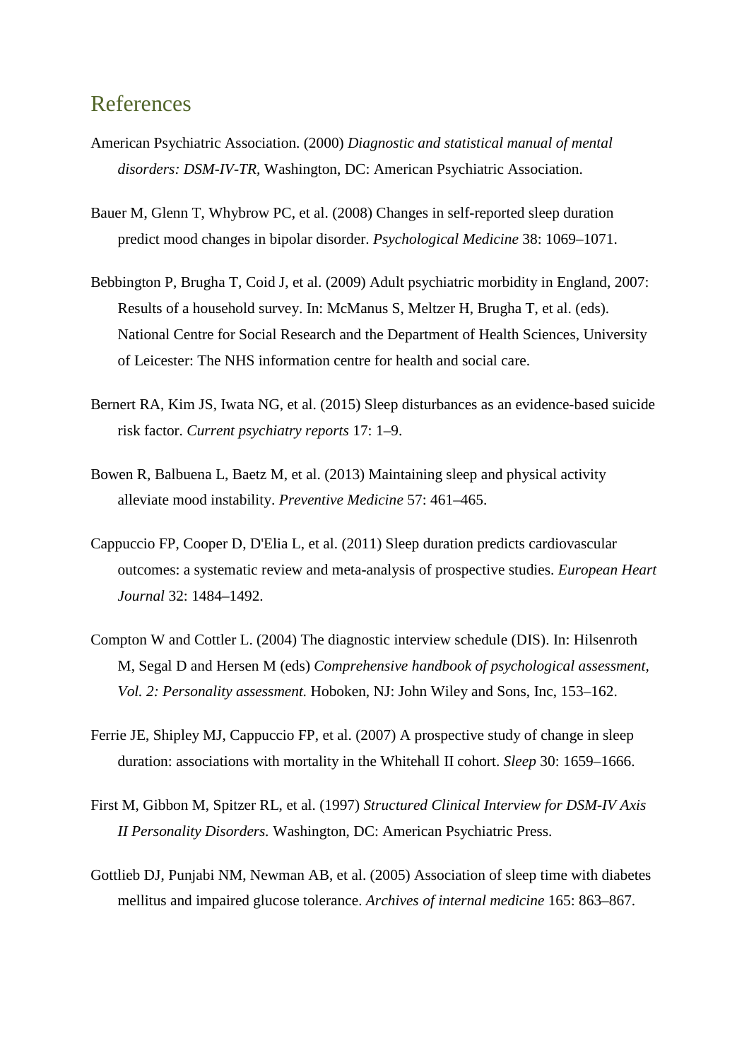## References

American Psychiatric Association. (2000) *Diagnostic and statistical manual of mental disorders: DSM-IV-TR,* Washington, DC: American Psychiatric Association.

Bauer M, Glenn T, Whybrow PC, et al. (2008) Changes in self-reported sleep duration predict mood changes in bipolar disorder. *Psychological Medicine* 38: 1069–1071.

Bebbington P, Brugha T, Coid J, et al. (2009) Adult psychiatric morbidity in England, 2007: Results of a household survey. In: McManus S, Meltzer H, Brugha T, et al. (eds). National Centre for Social Research and the Department of Health Sciences, University of Leicester: The NHS information centre for health and social care.

Bernert RA, Kim JS, Iwata NG, et al. (2015) Sleep disturbances as an evidence-based suicide risk factor. *Current psychiatry reports* 17: 1–9.

Bowen R, Balbuena L, Baetz M, et al. (2013) Maintaining sleep and physical activity alleviate mood instability. *Preventive Medicine* 57: 461–465.

Cappuccio FP, Cooper D, D'Elia L, et al. (2011) Sleep duration predicts cardiovascular outcomes: a systematic review and meta-analysis of prospective studies. *European Heart Journal* 32: 1484–1492.

Compton W and Cottler L. (2004) The diagnostic interview schedule (DIS). In: Hilsenroth M, Segal D and Hersen M (eds) *Comprehensive handbook of psychological assessment, Vol. 2: Personality assessment.* Hoboken, NJ: John Wiley and Sons, Inc, 153–162.

Ferrie JE, Shipley MJ, Cappuccio FP, et al. (2007) A prospective study of change in sleep duration: associations with mortality in the Whitehall II cohort. *Sleep* 30: 1659–1666.

First M, Gibbon M, Spitzer RL, et al. (1997) *Structured Clinical Interview for DSM-IV Axis II Personality Disorders.* Washington, DC: American Psychiatric Press.

Gottlieb DJ, Punjabi NM, Newman AB, et al. (2005) Association of sleep time with diabetes mellitus and impaired glucose tolerance. *Archives of internal medicine* 165: 863–867.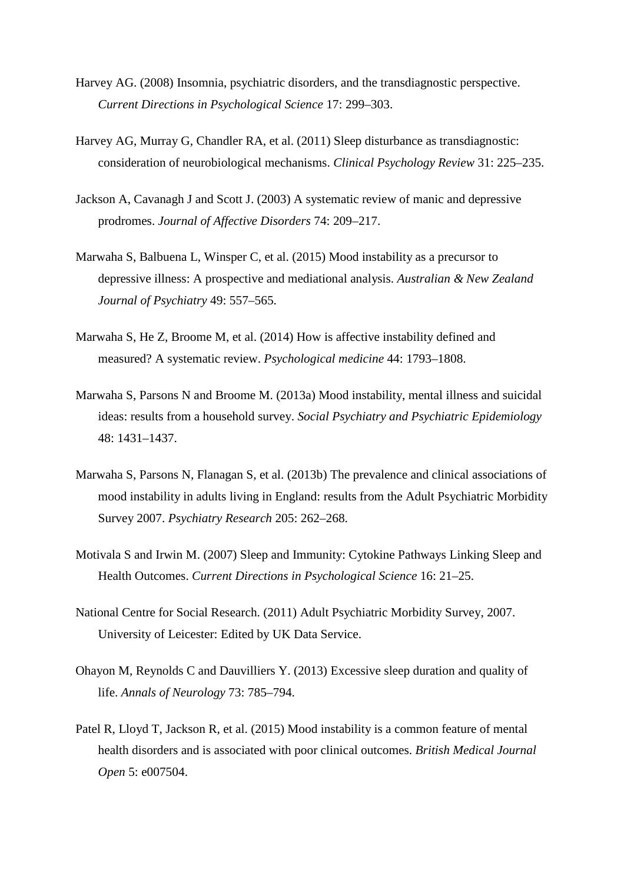Harvey AG. (2008) Insomnia, psychiatric disorders, and the transdiagnostic perspective. *Current Directions in Psychological Science* 17: 299–303.

Harvey AG, Murray G, Chandler RA, et al. (2011) Sleep disturbance as transdiagnostic: consideration of neurobiological mechanisms. *Clinical Psychology Review* 31: 225–235.

Jackson A, Cavanagh J and Scott J. (2003) A systematic review of manic and depressive prodromes. *Journal of Affective Disorders* 74: 209–217.

Marwaha S, Balbuena L, Winsper C, et al. (2015) Mood instability as a precursor to depressive illness: A prospective and mediational analysis. *Australian & New Zealand Journal of Psychiatry* 49: 557–565.

Marwaha S, He Z, Broome M, et al. (2014) How is affective instability defined and measured? A systematic review. *Psychological medicine* 44: 1793–1808.

Marwaha S, Parsons N and Broome M. (2013a) Mood instability, mental illness and suicidal ideas: results from a household survey. *Social Psychiatry and Psychiatric Epidemiology* 48: 1431–1437.

Marwaha S, Parsons N, Flanagan S, et al. (2013b) The prevalence and clinical associations of mood instability in adults living in England: results from the Adult Psychiatric Morbidity Survey 2007. *Psychiatry Research* 205: 262–268.

Motivala S and Irwin M. (2007) Sleep and Immunity: Cytokine Pathways Linking Sleep and Health Outcomes. *Current Directions in Psychological Science* 16: 21–25.

National Centre for Social Research. (2011) Adult Psychiatric Morbidity Survey, 2007. University of Leicester: Edited by UK Data Service.

Ohayon M, Reynolds C and Dauvilliers Y. (2013) Excessive sleep duration and quality of life. *Annals of Neurology* 73: 785–794.

Patel R, Lloyd T, Jackson R, et al. (2015) Mood instability is a common feature of mental health disorders and is associated with poor clinical outcomes. *British Medical Journal Open* 5: e007504.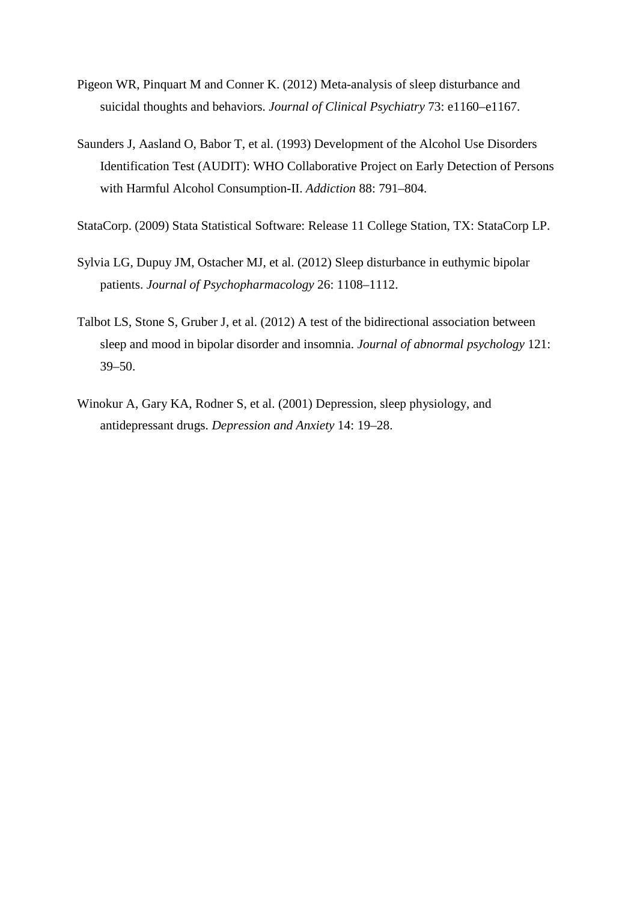Pigeon WR, Pinquart M and Conner K. (2012) Meta-analysis of sleep disturbance and suicidal thoughts and behaviors. *Journal of Clinical Psychiatry* 73: e1160–e1167.

Saunders J, Aasland O, Babor T, et al. (1993) Development of the Alcohol Use Disorders Identification Test (AUDIT): WHO Collaborative Project on Early Detection of Persons with Harmful Alcohol Consumption-II. *Addiction* 88: 791–804.

StataCorp. (2009) Stata Statistical Software: Release 11 College Station, TX: StataCorp LP.

Sylvia LG, Dupuy JM, Ostacher MJ, et al. (2012) Sleep disturbance in euthymic bipolar patients. *Journal of Psychopharmacology* 26: 1108–1112.

Talbot LS, Stone S, Gruber J, et al. (2012) A test of the bidirectional association between sleep and mood in bipolar disorder and insomnia. *Journal of abnormal psychology* 121: 39–50.

Winokur A, Gary KA, Rodner S, et al. (2001) Depression, sleep physiology, and antidepressant drugs. *Depression and Anxiety* 14: 19–28.